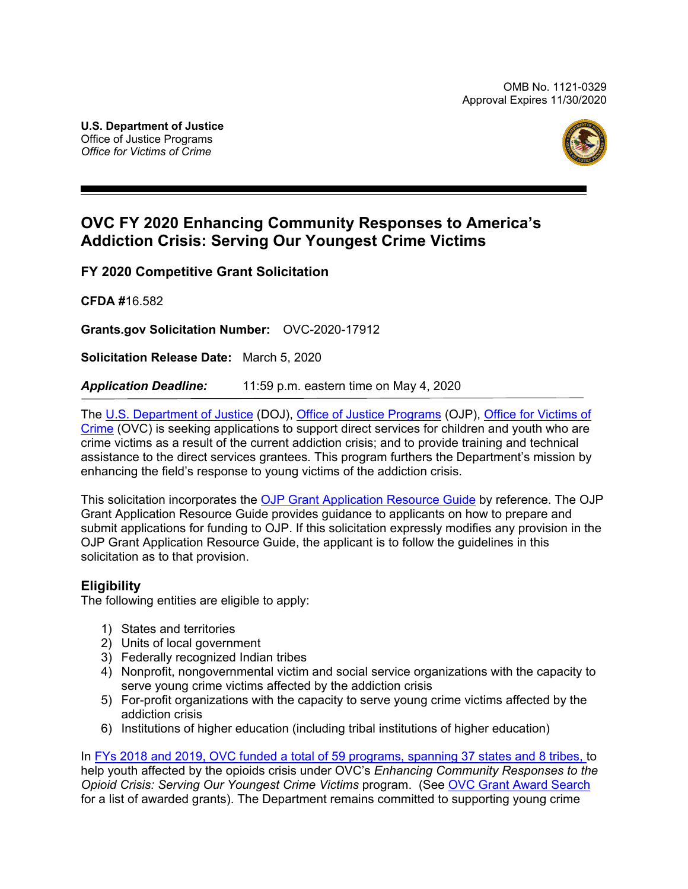OMB No. 1121-0329
Approval Expires 11/30/2020

**U.S. Department of Justice**
Office of Justice Programs
*Office for Victims of Crime*

# OVC FY 2020 Enhancing Community Responses to America's Addiction Crisis: Serving Our Youngest Crime Victims

## FY 2020 Competitive Grant Solicitation

**CFDA #**16.582

**Grants.gov Solicitation Number:** OVC-2020-17912

**Solicitation Release Date:** March 5, 2020

***Application Deadline:*** 11:59 p.m. eastern time on May 4, 2020

The U.S. Department of Justice (DOJ), Office of Justice Programs (OJP), Office for Victims of Crime (OVC) is seeking applications to support direct services for children and youth who are crime victims as a result of the current addiction crisis; and to provide training and technical assistance to the direct services grantees. This program furthers the Department's mission by enhancing the field's response to young victims of the addiction crisis.

This solicitation incorporates the OJP Grant Application Resource Guide by reference. The OJP Grant Application Resource Guide provides guidance to applicants on how to prepare and submit applications for funding to OJP. If this solicitation expressly modifies any provision in the OJP Grant Application Resource Guide, the applicant is to follow the guidelines in this solicitation as to that provision.

## Eligibility

The following entities are eligible to apply:

1) States and territories
2) Units of local government
3) Federally recognized Indian tribes
4) Nonprofit, nongovernmental victim and social service organizations with the capacity to serve young crime victims affected by the addiction crisis
5) For-profit organizations with the capacity to serve young crime victims affected by the addiction crisis
6) Institutions of higher education (including tribal institutions of higher education)

In FYs 2018 and 2019, OVC funded a total of 59 programs, spanning 37 states and 8 tribes, to help youth affected by the opioids crisis under OVC's *Enhancing Community Responses to the Opioid Crisis: Serving Our Youngest Crime Victims* program. (See OVC Grant Award Search for a list of awarded grants). The Department remains committed to supporting young crime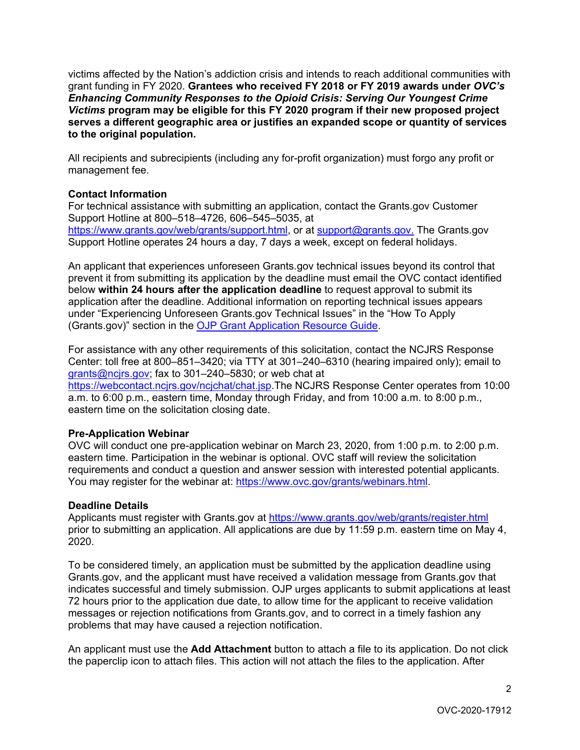victims affected by the Nation's addiction crisis and intends to reach additional communities with grant funding in FY 2020. **Grantees who received FY 2018 or FY 2019 awards under *OVC's Enhancing Community Responses to the Opioid Crisis: Serving Our Youngest Crime Victims* program may be eligible for this FY 2020 program if their new proposed project serves a different geographic area or justifies an expanded scope or quantity of services to the original population.**

All recipients and subrecipients (including any for-profit organization) must forgo any profit or management fee.

**Contact Information**
For technical assistance with submitting an application, contact the Grants.gov Customer Support Hotline at 800–518–4726, 606–545–5035, at https://www.grants.gov/web/grants/support.html, or at support@grants.gov. The Grants.gov Support Hotline operates 24 hours a day, 7 days a week, except on federal holidays.

An applicant that experiences unforeseen Grants.gov technical issues beyond its control that prevent it from submitting its application by the deadline must email the OVC contact identified below **within 24 hours after the application deadline** to request approval to submit its application after the deadline. Additional information on reporting technical issues appears under "Experiencing Unforeseen Grants.gov Technical Issues" in the "How To Apply (Grants.gov)" section in the OJP Grant Application Resource Guide.

For assistance with any other requirements of this solicitation, contact the NCJRS Response Center: toll free at 800–851–3420; via TTY at 301–240–6310 (hearing impaired only); email to grants@ncjrs.gov; fax to 301–240–5830; or web chat at https://webcontact.ncjrs.gov/ncjchat/chat.jsp.The NCJRS Response Center operates from 10:00 a.m. to 6:00 p.m., eastern time, Monday through Friday, and from 10:00 a.m. to 8:00 p.m., eastern time on the solicitation closing date.

**Pre-Application Webinar**
OVC will conduct one pre-application webinar on March 23, 2020, from 1:00 p.m. to 2:00 p.m. eastern time. Participation in the webinar is optional. OVC staff will review the solicitation requirements and conduct a question and answer session with interested potential applicants. You may register for the webinar at: https://www.ovc.gov/grants/webinars.html.

**Deadline Details**
Applicants must register with Grants.gov at https://www.grants.gov/web/grants/register.html prior to submitting an application. All applications are due by 11:59 p.m. eastern time on May 4, 2020.

To be considered timely, an application must be submitted by the application deadline using Grants.gov, and the applicant must have received a validation message from Grants.gov that indicates successful and timely submission. OJP urges applicants to submit applications at least 72 hours prior to the application due date, to allow time for the applicant to receive validation messages or rejection notifications from Grants.gov, and to correct in a timely fashion any problems that may have caused a rejection notification.

An applicant must use the **Add Attachment** button to attach a file to its application. Do not click the paperclip icon to attach files. This action will not attach the files to the application. After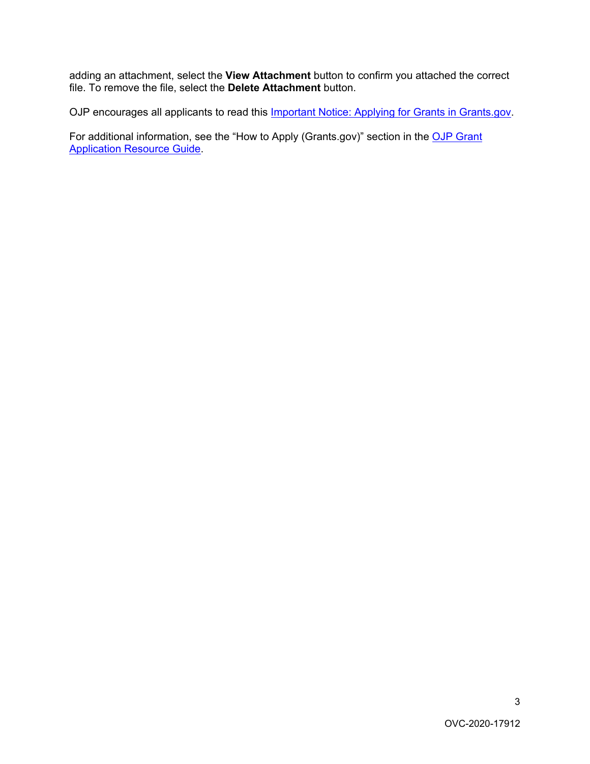adding an attachment, select the **View Attachment** button to confirm you attached the correct file. To remove the file, select the **Delete Attachment** button.

OJP encourages all applicants to read this Important Notice: Applying for Grants in Grants.gov.

For additional information, see the "How to Apply (Grants.gov)" section in the OJP Grant Application Resource Guide.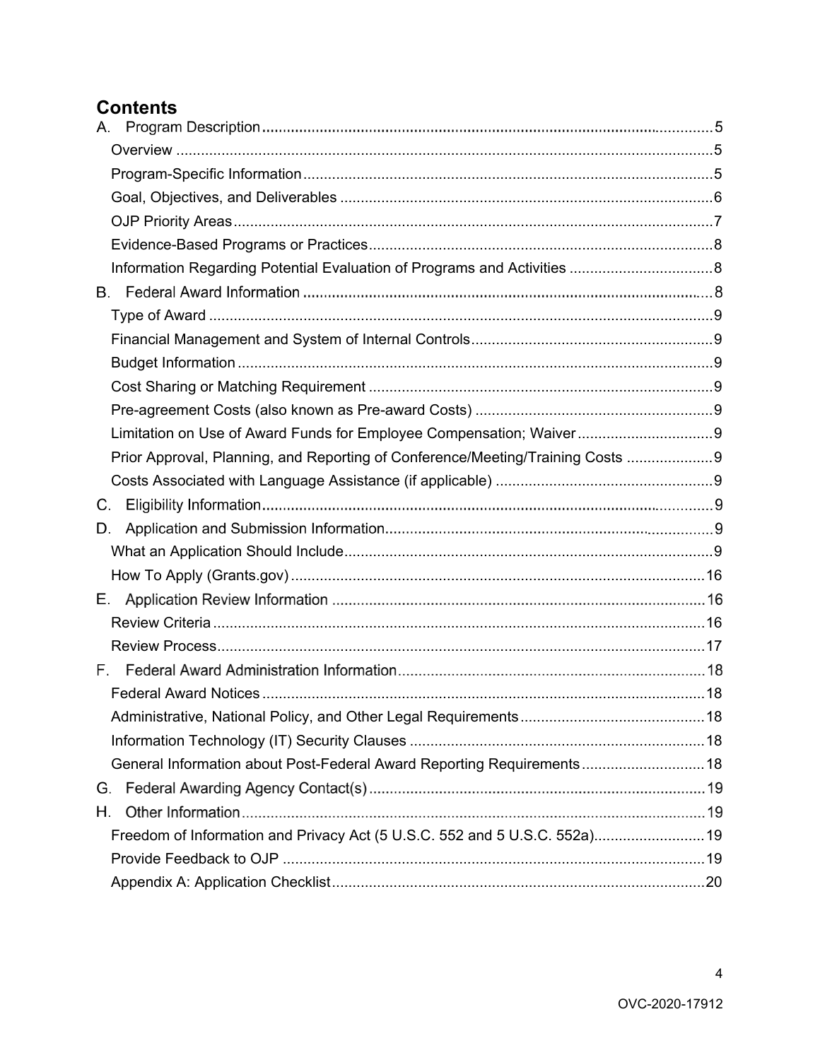# Contents

- A. Program Description .......... 5
  - Overview .......... 5
  - Program-Specific Information .......... 5
  - Goal, Objectives, and Deliverables .......... 6
  - OJP Priority Areas .......... 7
  - Evidence-Based Programs or Practices .......... 8
  - Information Regarding Potential Evaluation of Programs and Activities .......... 8
- B. Federal Award Information .......... 8
  - Type of Award .......... 9
  - Financial Management and System of Internal Controls .......... 9
  - Budget Information .......... 9
  - Cost Sharing or Matching Requirement .......... 9
  - Pre-agreement Costs (also known as Pre-award Costs) .......... 9
  - Limitation on Use of Award Funds for Employee Compensation; Waiver .......... 9
  - Prior Approval, Planning, and Reporting of Conference/Meeting/Training Costs .......... 9
  - Costs Associated with Language Assistance (if applicable) .......... 9
- C. Eligibility Information .......... 9
- D. Application and Submission Information .......... 9
  - What an Application Should Include .......... 9
  - How To Apply (Grants.gov) .......... 16
- E. Application Review Information .......... 16
  - Review Criteria .......... 16
  - Review Process .......... 17
- F. Federal Award Administration Information .......... 18
  - Federal Award Notices .......... 18
  - Administrative, National Policy, and Other Legal Requirements .......... 18
  - Information Technology (IT) Security Clauses .......... 18
  - General Information about Post-Federal Award Reporting Requirements .......... 18
- G. Federal Awarding Agency Contact(s) .......... 19
- H. Other Information .......... 19
  - Freedom of Information and Privacy Act (5 U.S.C. 552 and 5 U.S.C. 552a) .......... 19
  - Provide Feedback to OJP .......... 19
  - Appendix A: Application Checklist .......... 20

OVC-2020-17912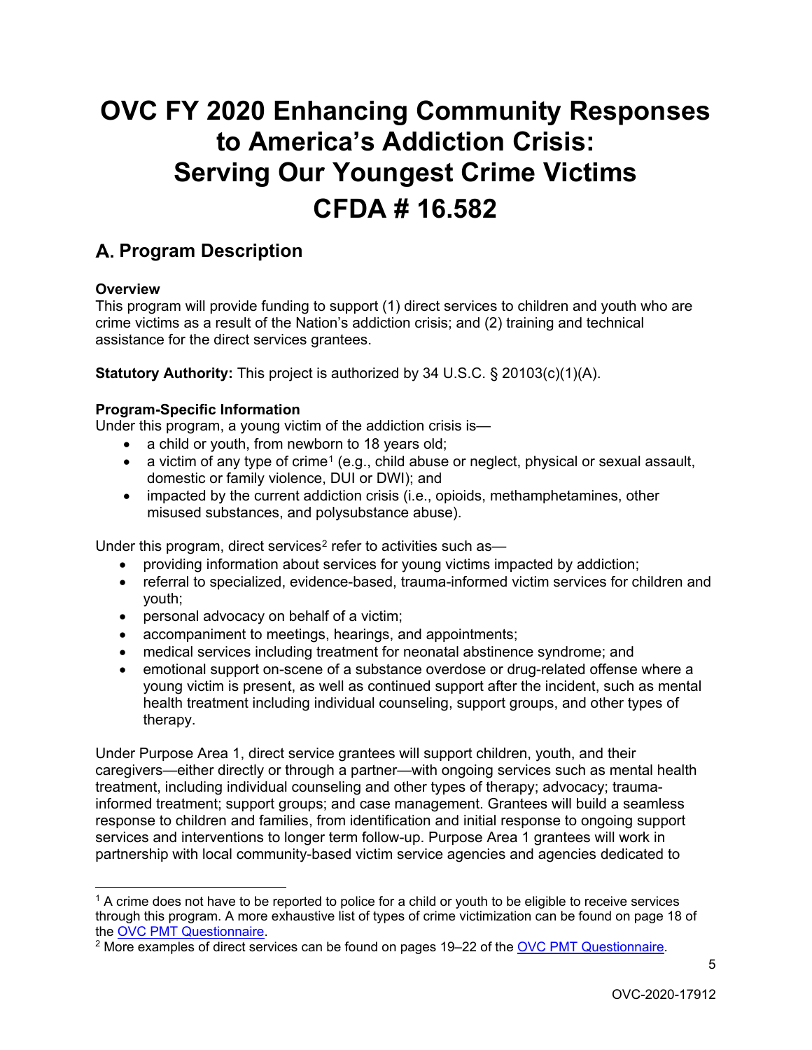# OVC FY 2020 Enhancing Community Responses to America's Addiction Crisis: Serving Our Youngest Crime Victims CFDA # 16.582

## A. Program Description

**Overview**
This program will provide funding to support (1) direct services to children and youth who are crime victims as a result of the Nation's addiction crisis; and (2) training and technical assistance for the direct services grantees.

**Statutory Authority:** This project is authorized by 34 U.S.C. § 20103(c)(1)(A).

**Program-Specific Information**
Under this program, a young victim of the addiction crisis is—

- a child or youth, from newborn to 18 years old;
- a victim of any type of crime[1] (e.g., child abuse or neglect, physical or sexual assault, domestic or family violence, DUI or DWI); and
- impacted by the current addiction crisis (i.e., opioids, methamphetamines, other misused substances, and polysubstance abuse).

Under this program, direct services[2] refer to activities such as—

- providing information about services for young victims impacted by addiction;
- referral to specialized, evidence-based, trauma-informed victim services for children and youth;
- personal advocacy on behalf of a victim;
- accompaniment to meetings, hearings, and appointments;
- medical services including treatment for neonatal abstinence syndrome; and
- emotional support on-scene of a substance overdose or drug-related offense where a young victim is present, as well as continued support after the incident, such as mental health treatment including individual counseling, support groups, and other types of therapy.

Under Purpose Area 1, direct service grantees will support children, youth, and their caregivers—either directly or through a partner—with ongoing services such as mental health treatment, including individual counseling and other types of therapy; advocacy; trauma-informed treatment; support groups; and case management. Grantees will build a seamless response to children and families, from identification and initial response to ongoing support services and interventions to longer term follow-up. Purpose Area 1 grantees will work in partnership with local community-based victim service agencies and agencies dedicated to

---

[1] A crime does not have to be reported to police for a child or youth to be eligible to receive services through this program. A more exhaustive list of types of crime victimization can be found on page 18 of the OVC PMT Questionnaire.

[2] More examples of direct services can be found on pages 19–22 of the OVC PMT Questionnaire.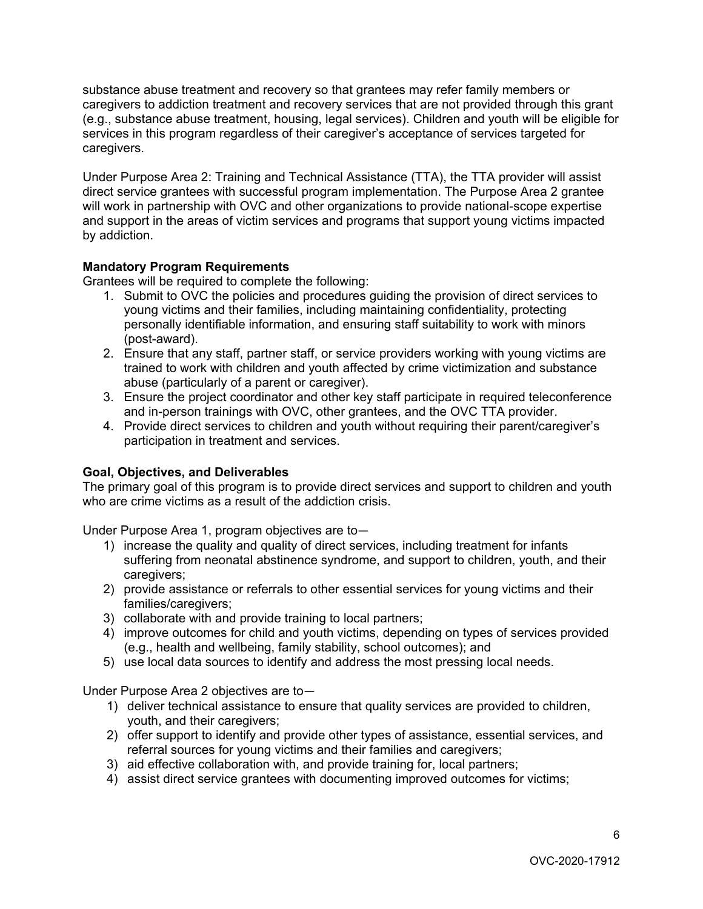substance abuse treatment and recovery so that grantees may refer family members or caregivers to addiction treatment and recovery services that are not provided through this grant (e.g., substance abuse treatment, housing, legal services). Children and youth will be eligible for services in this program regardless of their caregiver's acceptance of services targeted for caregivers.

Under Purpose Area 2: Training and Technical Assistance (TTA), the TTA provider will assist direct service grantees with successful program implementation. The Purpose Area 2 grantee will work in partnership with OVC and other organizations to provide national-scope expertise and support in the areas of victim services and programs that support young victims impacted by addiction.

**Mandatory Program Requirements**

Grantees will be required to complete the following:

1. Submit to OVC the policies and procedures guiding the provision of direct services to young victims and their families, including maintaining confidentiality, protecting personally identifiable information, and ensuring staff suitability to work with minors (post-award).
2. Ensure that any staff, partner staff, or service providers working with young victims are trained to work with children and youth affected by crime victimization and substance abuse (particularly of a parent or caregiver).
3. Ensure the project coordinator and other key staff participate in required teleconference and in-person trainings with OVC, other grantees, and the OVC TTA provider.
4. Provide direct services to children and youth without requiring their parent/caregiver's participation in treatment and services.

**Goal, Objectives, and Deliverables**

The primary goal of this program is to provide direct services and support to children and youth who are crime victims as a result of the addiction crisis.

Under Purpose Area 1, program objectives are to—

1) increase the quality and quality of direct services, including treatment for infants suffering from neonatal abstinence syndrome, and support to children, youth, and their caregivers;
2) provide assistance or referrals to other essential services for young victims and their families/caregivers;
3) collaborate with and provide training to local partners;
4) improve outcomes for child and youth victims, depending on types of services provided (e.g., health and wellbeing, family stability, school outcomes); and
5) use local data sources to identify and address the most pressing local needs.

Under Purpose Area 2 objectives are to—

1) deliver technical assistance to ensure that quality services are provided to children, youth, and their caregivers;
2) offer support to identify and provide other types of assistance, essential services, and referral sources for young victims and their families and caregivers;
3) aid effective collaboration with, and provide training for, local partners;
4) assist direct service grantees with documenting improved outcomes for victims;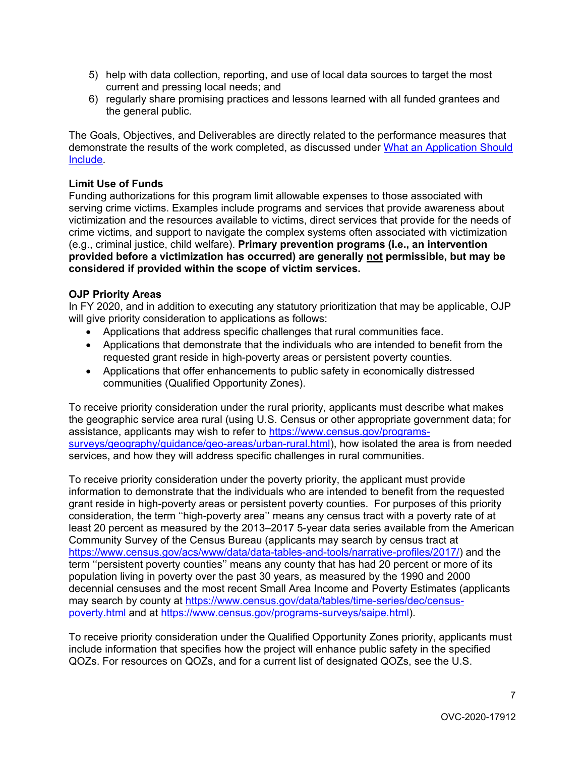5) help with data collection, reporting, and use of local data sources to target the most current and pressing local needs; and
6) regularly share promising practices and lessons learned with all funded grantees and the general public.

The Goals, Objectives, and Deliverables are directly related to the performance measures that demonstrate the results of the work completed, as discussed under [What an Application Should Include](#).

**Limit Use of Funds**
Funding authorizations for this program limit allowable expenses to those associated with serving crime victims. Examples include programs and services that provide awareness about victimization and the resources available to victims, direct services that provide for the needs of crime victims, and support to navigate the complex systems often associated with victimization (e.g., criminal justice, child welfare). **Primary prevention programs (i.e., an intervention provided before a victimization has occurred) are generally <u>not</u> permissible, but may be considered if provided within the scope of victim services.**

**OJP Priority Areas**
In FY 2020, and in addition to executing any statutory prioritization that may be applicable, OJP will give priority consideration to applications as follows:

- Applications that address specific challenges that rural communities face.
- Applications that demonstrate that the individuals who are intended to benefit from the requested grant reside in high-poverty areas or persistent poverty counties.
- Applications that offer enhancements to public safety in economically distressed communities (Qualified Opportunity Zones).

To receive priority consideration under the rural priority, applicants must describe what makes the geographic service area rural (using U.S. Census or other appropriate government data; for assistance, applicants may wish to refer to https://www.census.gov/programs-surveys/geography/guidance/geo-areas/urban-rural.html), how isolated the area is from needed services, and how they will address specific challenges in rural communities.

To receive priority consideration under the poverty priority, the applicant must provide information to demonstrate that the individuals who are intended to benefit from the requested grant reside in high-poverty areas or persistent poverty counties. For purposes of this priority consideration, the term ''high-poverty area'' means any census tract with a poverty rate of at least 20 percent as measured by the 2013–2017 5-year data series available from the American Community Survey of the Census Bureau (applicants may search by census tract at https://www.census.gov/acs/www/data/data-tables-and-tools/narrative-profiles/2017/) and the term ''persistent poverty counties'' means any county that has had 20 percent or more of its population living in poverty over the past 30 years, as measured by the 1990 and 2000 decennial censuses and the most recent Small Area Income and Poverty Estimates (applicants may search by county at https://www.census.gov/data/tables/time-series/dec/census-poverty.html and at https://www.census.gov/programs-surveys/saipe.html).

To receive priority consideration under the Qualified Opportunity Zones priority, applicants must include information that specifies how the project will enhance public safety in the specified QOZs. For resources on QOZs, and for a current list of designated QOZs, see the U.S.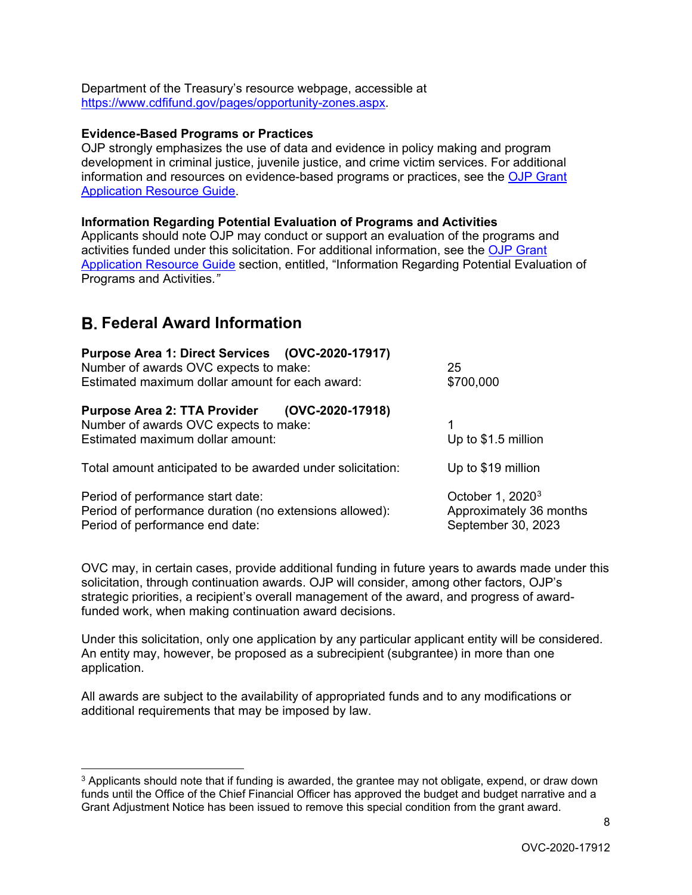Department of the Treasury's resource webpage, accessible at https://www.cdfifund.gov/pages/opportunity-zones.aspx.

**Evidence-Based Programs or Practices**
OJP strongly emphasizes the use of data and evidence in policy making and program development in criminal justice, juvenile justice, and crime victim services. For additional information and resources on evidence-based programs or practices, see the OJP Grant Application Resource Guide.

**Information Regarding Potential Evaluation of Programs and Activities**
Applicants should note OJP may conduct or support an evaluation of the programs and activities funded under this solicitation. For additional information, see the OJP Grant Application Resource Guide section, entitled, "Information Regarding Potential Evaluation of Programs and Activities."

## B. Federal Award Information

**Purpose Area 1: Direct Services (OVC-2020-17917)**

| | |
|---|---|
| Number of awards OVC expects to make: | 25 |
| Estimated maximum dollar amount for each award: | $700,000 |

**Purpose Area 2: TTA Provider (OVC-2020-17918)**

| | |
|---|---|
| Number of awards OVC expects to make: | 1 |
| Estimated maximum dollar amount: | Up to $1.5 million |
| Total amount anticipated to be awarded under solicitation: | Up to $19 million |
| Period of performance start date: | October 1, 2020[3] |
| Period of performance duration (no extensions allowed): | Approximately 36 months |
| Period of performance end date: | September 30, 2023 |

OVC may, in certain cases, provide additional funding in future years to awards made under this solicitation, through continuation awards. OJP will consider, among other factors, OJP's strategic priorities, a recipient's overall management of the award, and progress of award-funded work, when making continuation award decisions.

Under this solicitation, only one application by any particular applicant entity will be considered. An entity may, however, be proposed as a subrecipient (subgrantee) in more than one application.

All awards are subject to the availability of appropriated funds and to any modifications or additional requirements that may be imposed by law.

---

[3] Applicants should note that if funding is awarded, the grantee may not obligate, expend, or draw down funds until the Office of the Chief Financial Officer has approved the budget and budget narrative and a Grant Adjustment Notice has been issued to remove this special condition from the grant award.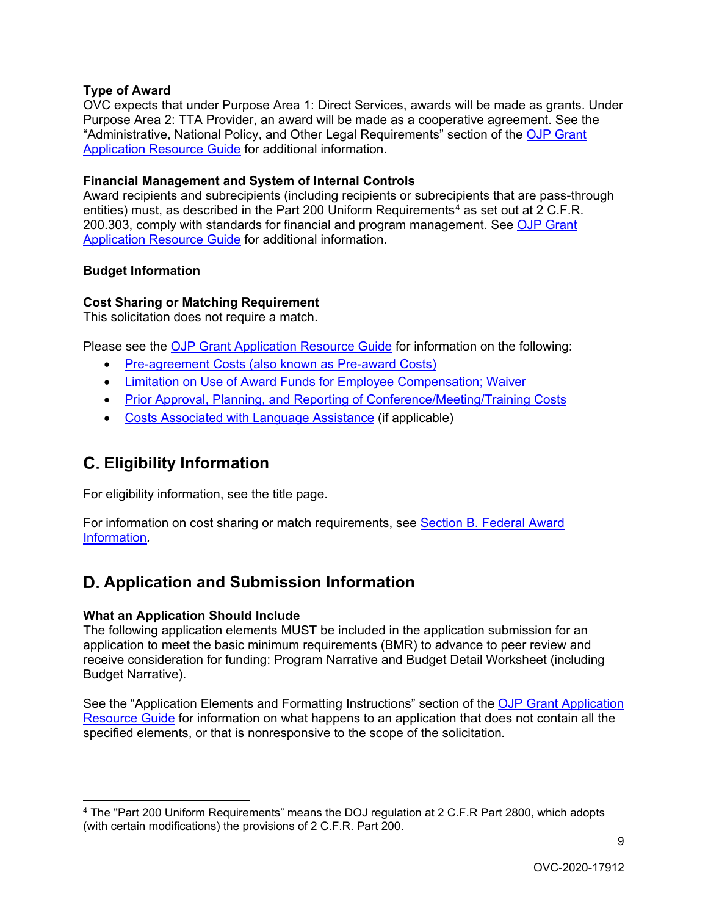**Type of Award**
OVC expects that under Purpose Area 1: Direct Services, awards will be made as grants. Under Purpose Area 2: TTA Provider, an award will be made as a cooperative agreement. See the "Administrative, National Policy, and Other Legal Requirements" section of the OJP Grant Application Resource Guide for additional information.

**Financial Management and System of Internal Controls**
Award recipients and subrecipients (including recipients or subrecipients that are pass-through entities) must, as described in the Part 200 Uniform Requirements[4] as set out at 2 C.F.R. 200.303, comply with standards for financial and program management. See OJP Grant Application Resource Guide for additional information.

**Budget Information**

**Cost Sharing or Matching Requirement**
This solicitation does not require a match.

Please see the OJP Grant Application Resource Guide for information on the following:

- Pre-agreement Costs (also known as Pre-award Costs)
- Limitation on Use of Award Funds for Employee Compensation; Waiver
- Prior Approval, Planning, and Reporting of Conference/Meeting/Training Costs
- Costs Associated with Language Assistance (if applicable)

## C. Eligibility Information

For eligibility information, see the title page.

For information on cost sharing or match requirements, see Section B. Federal Award Information.

## D. Application and Submission Information

**What an Application Should Include**
The following application elements MUST be included in the application submission for an application to meet the basic minimum requirements (BMR) to advance to peer review and receive consideration for funding: Program Narrative and Budget Detail Worksheet (including Budget Narrative).

See the "Application Elements and Formatting Instructions" section of the OJP Grant Application Resource Guide for information on what happens to an application that does not contain all the specified elements, or that is nonresponsive to the scope of the solicitation.

---

[4] The "Part 200 Uniform Requirements" means the DOJ regulation at 2 C.F.R Part 2800, which adopts (with certain modifications) the provisions of 2 C.F.R. Part 200.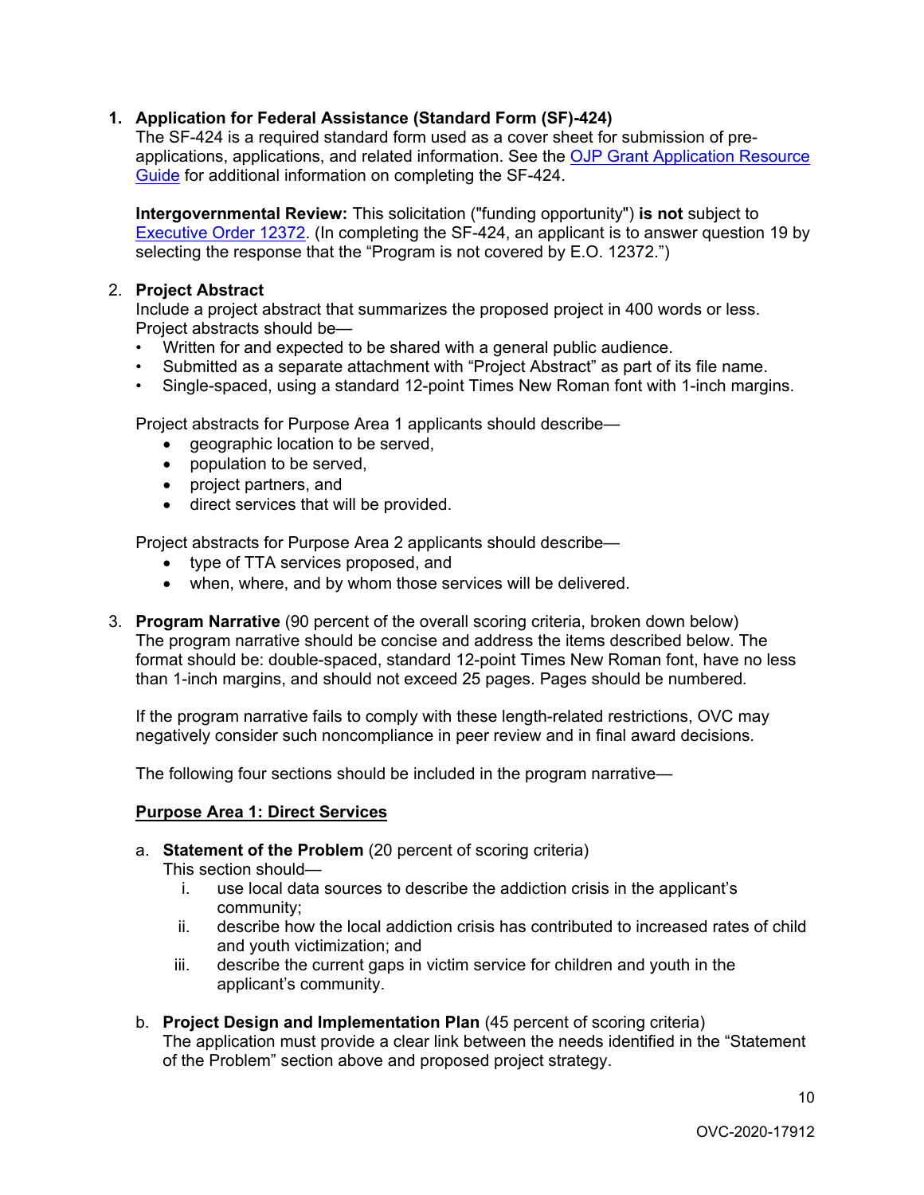1. **Application for Federal Assistance (Standard Form (SF)-424)**
   The SF-424 is a required standard form used as a cover sheet for submission of pre-applications, applications, and related information. See the [OJP Grant Application Resource Guide]() for additional information on completing the SF-424.

   **Intergovernmental Review:** This solicitation ("funding opportunity") **is not** subject to [Executive Order 12372](). (In completing the SF-424, an applicant is to answer question 19 by selecting the response that the "Program is not covered by E.O. 12372.")

2. **Project Abstract**
   Include a project abstract that summarizes the proposed project in 400 words or less. Project abstracts should be—
   - Written for and expected to be shared with a general public audience.
   - Submitted as a separate attachment with "Project Abstract" as part of its file name.
   - Single-spaced, using a standard 12-point Times New Roman font with 1-inch margins.

   Project abstracts for Purpose Area 1 applicants should describe—
   - geographic location to be served,
   - population to be served,
   - project partners, and
   - direct services that will be provided.

   Project abstracts for Purpose Area 2 applicants should describe—
   - type of TTA services proposed, and
   - when, where, and by whom those services will be delivered.

3. **Program Narrative** (90 percent of the overall scoring criteria, broken down below)
   The program narrative should be concise and address the items described below. The format should be: double-spaced, standard 12-point Times New Roman font, have no less than 1-inch margins, and should not exceed 25 pages. Pages should be numbered.

   If the program narrative fails to comply with these length-related restrictions, OVC may negatively consider such noncompliance in peer review and in final award decisions.

   The following four sections should be included in the program narrative—

   **Purpose Area 1: Direct Services**

   a. **Statement of the Problem** (20 percent of scoring criteria)
      This section should—
      i. use local data sources to describe the addiction crisis in the applicant's community;
      ii. describe how the local addiction crisis has contributed to increased rates of child and youth victimization; and
      iii. describe the current gaps in victim service for children and youth in the applicant's community.

   b. **Project Design and Implementation Plan** (45 percent of scoring criteria)
      The application must provide a clear link between the needs identified in the "Statement of the Problem" section above and proposed project strategy.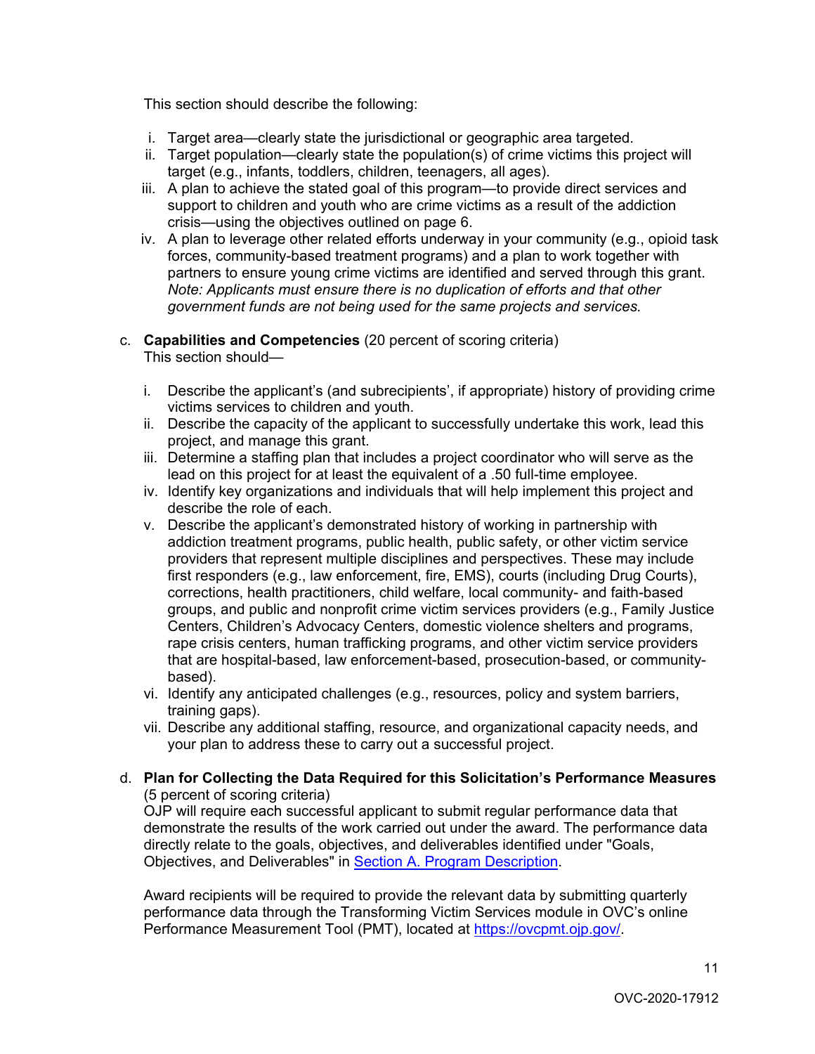This section should describe the following:

i. Target area—clearly state the jurisdictional or geographic area targeted.
ii. Target population—clearly state the population(s) of crime victims this project will target (e.g., infants, toddlers, children, teenagers, all ages).
iii. A plan to achieve the stated goal of this program—to provide direct services and support to children and youth who are crime victims as a result of the addiction crisis—using the objectives outlined on page 6.
iv. A plan to leverage other related efforts underway in your community (e.g., opioid task forces, community-based treatment programs) and a plan to work together with partners to ensure young crime victims are identified and served through this grant. *Note: Applicants must ensure there is no duplication of efforts and that other government funds are not being used for the same projects and services.*

c. **Capabilities and Competencies** (20 percent of scoring criteria)
This section should—

i. Describe the applicant's (and subrecipients', if appropriate) history of providing crime victims services to children and youth.
ii. Describe the capacity of the applicant to successfully undertake this work, lead this project, and manage this grant.
iii. Determine a staffing plan that includes a project coordinator who will serve as the lead on this project for at least the equivalent of a .50 full-time employee.
iv. Identify key organizations and individuals that will help implement this project and describe the role of each.
v. Describe the applicant's demonstrated history of working in partnership with addiction treatment programs, public health, public safety, or other victim service providers that represent multiple disciplines and perspectives. These may include first responders (e.g., law enforcement, fire, EMS), courts (including Drug Courts), corrections, health practitioners, child welfare, local community- and faith-based groups, and public and nonprofit crime victim services providers (e.g., Family Justice Centers, Children's Advocacy Centers, domestic violence shelters and programs, rape crisis centers, human trafficking programs, and other victim service providers that are hospital-based, law enforcement-based, prosecution-based, or community-based).
vi. Identify any anticipated challenges (e.g., resources, policy and system barriers, training gaps).
vii. Describe any additional staffing, resource, and organizational capacity needs, and your plan to address these to carry out a successful project.

d. **Plan for Collecting the Data Required for this Solicitation's Performance Measures** (5 percent of scoring criteria)
OJP will require each successful applicant to submit regular performance data that demonstrate the results of the work carried out under the award. The performance data directly relate to the goals, objectives, and deliverables identified under "Goals, Objectives, and Deliverables" in [Section A. Program Description](#).

Award recipients will be required to provide the relevant data by submitting quarterly performance data through the Transforming Victim Services module in OVC's online Performance Measurement Tool (PMT), located at [https://ovcpmt.ojp.gov/](https://ovcpmt.ojp.gov/).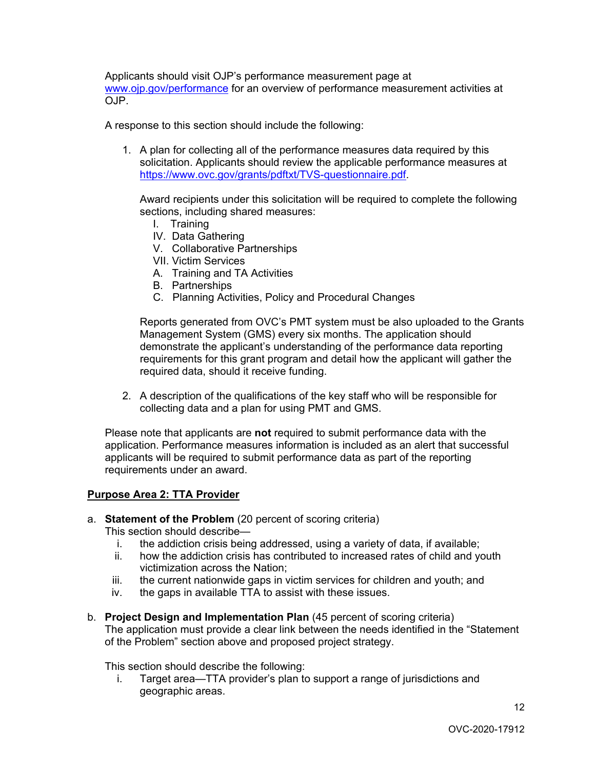Applicants should visit OJP's performance measurement page at [www.ojp.gov/performance](www.ojp.gov/performance) for an overview of performance measurement activities at OJP.

A response to this section should include the following:

1. A plan for collecting all of the performance measures data required by this solicitation. Applicants should review the applicable performance measures at [https://www.ovc.gov/grants/pdftxt/TVS-questionnaire.pdf](https://www.ovc.gov/grants/pdftxt/TVS-questionnaire.pdf).

   Award recipients under this solicitation will be required to complete the following sections, including shared measures:
   - I. Training
   - IV. Data Gathering
   - V. Collaborative Partnerships
   - VII. Victim Services
   - A. Training and TA Activities
   - B. Partnerships
   - C. Planning Activities, Policy and Procedural Changes

   Reports generated from OVC's PMT system must be also uploaded to the Grants Management System (GMS) every six months. The application should demonstrate the applicant's understanding of the performance data reporting requirements for this grant program and detail how the applicant will gather the required data, should it receive funding.

2. A description of the qualifications of the key staff who will be responsible for collecting data and a plan for using PMT and GMS.

Please note that applicants are **not** required to submit performance data with the application. Performance measures information is included as an alert that successful applicants will be required to submit performance data as part of the reporting requirements under an award.

## Purpose Area 2: TTA Provider

a. **Statement of the Problem** (20 percent of scoring criteria)
This section should describe—
   - i. the addiction crisis being addressed, using a variety of data, if available;
   - ii. how the addiction crisis has contributed to increased rates of child and youth victimization across the Nation;
   - iii. the current nationwide gaps in victim services for children and youth; and
   - iv. the gaps in available TTA to assist with these issues.

b. **Project Design and Implementation Plan** (45 percent of scoring criteria)
The application must provide a clear link between the needs identified in the "Statement of the Problem" section above and proposed project strategy.

   This section should describe the following:
   - i. Target area—TTA provider's plan to support a range of jurisdictions and geographic areas.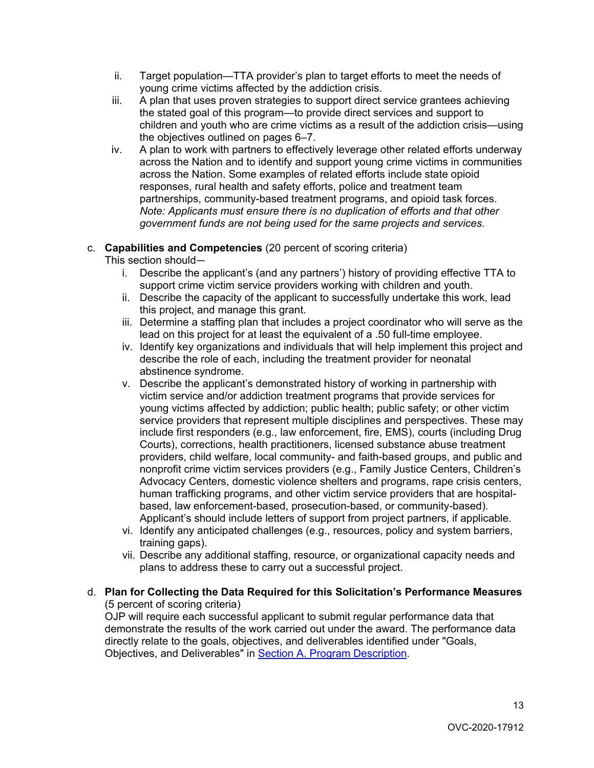ii. Target population—TTA provider's plan to target efforts to meet the needs of young crime victims affected by the addiction crisis.

iii. A plan that uses proven strategies to support direct service grantees achieving the stated goal of this program—to provide direct services and support to children and youth who are crime victims as a result of the addiction crisis—using the objectives outlined on pages 6–7.

iv. A plan to work with partners to effectively leverage other related efforts underway across the Nation and to identify and support young crime victims in communities across the Nation. Some examples of related efforts include state opioid responses, rural health and safety efforts, police and treatment team partnerships, community-based treatment programs, and opioid task forces. *Note: Applicants must ensure there is no duplication of efforts and that other government funds are not being used for the same projects and services.*

c. **Capabilities and Competencies** (20 percent of scoring criteria)
This section should—

i. Describe the applicant's (and any partners') history of providing effective TTA to support crime victim service providers working with children and youth.

ii. Describe the capacity of the applicant to successfully undertake this work, lead this project, and manage this grant.

iii. Determine a staffing plan that includes a project coordinator who will serve as the lead on this project for at least the equivalent of a .50 full-time employee.

iv. Identify key organizations and individuals that will help implement this project and describe the role of each, including the treatment provider for neonatal abstinence syndrome.

v. Describe the applicant's demonstrated history of working in partnership with victim service and/or addiction treatment programs that provide services for young victims affected by addiction; public health; public safety; or other victim service providers that represent multiple disciplines and perspectives. These may include first responders (e.g., law enforcement, fire, EMS), courts (including Drug Courts), corrections, health practitioners, licensed substance abuse treatment providers, child welfare, local community- and faith-based groups, and public and nonprofit crime victim services providers (e.g., Family Justice Centers, Children's Advocacy Centers, domestic violence shelters and programs, rape crisis centers, human trafficking programs, and other victim service providers that are hospital-based, law enforcement-based, prosecution-based, or community-based). Applicant's should include letters of support from project partners, if applicable.

vi. Identify any anticipated challenges (e.g., resources, policy and system barriers, training gaps).

vii. Describe any additional staffing, resource, or organizational capacity needs and plans to address these to carry out a successful project.

d. **Plan for Collecting the Data Required for this Solicitation's Performance Measures** (5 percent of scoring criteria)
OJP will require each successful applicant to submit regular performance data that demonstrate the results of the work carried out under the award. The performance data directly relate to the goals, objectives, and deliverables identified under "Goals, Objectives, and Deliverables" in Section A. Program Description.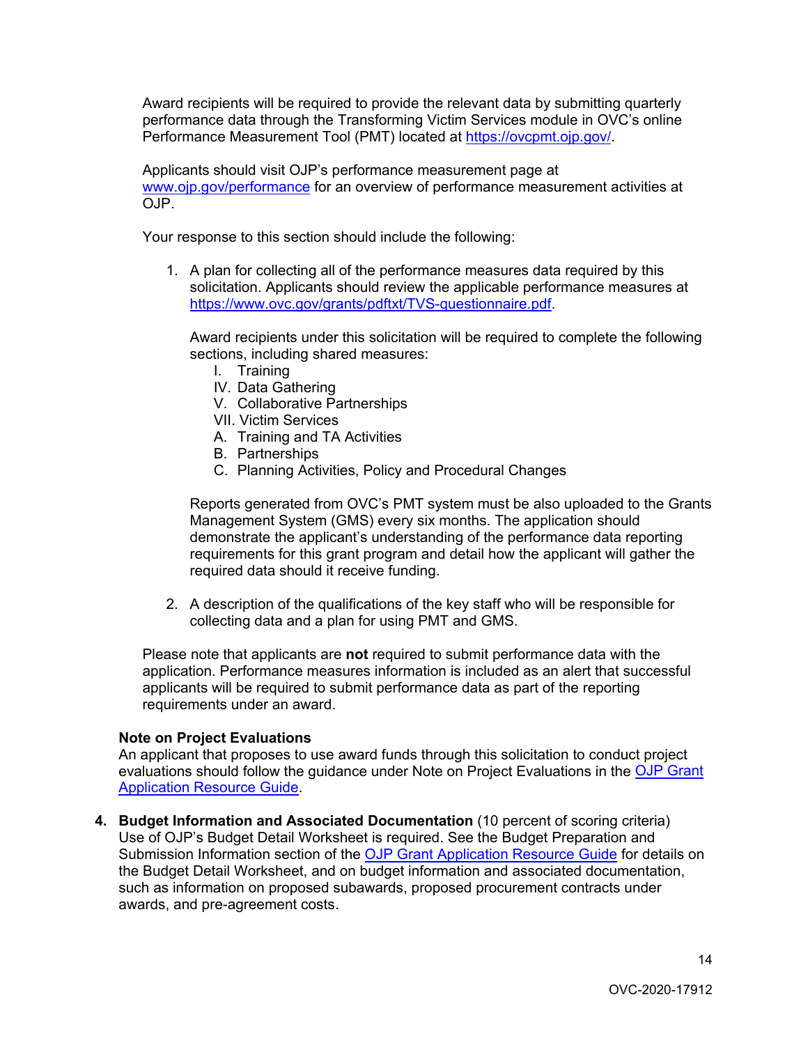Award recipients will be required to provide the relevant data by submitting quarterly performance data through the Transforming Victim Services module in OVC's online Performance Measurement Tool (PMT) located at [https://ovcpmt.ojp.gov/](https://ovcpmt.ojp.gov/).

Applicants should visit OJP's performance measurement page at [www.ojp.gov/performance](www.ojp.gov/performance) for an overview of performance measurement activities at OJP.

Your response to this section should include the following:

1. A plan for collecting all of the performance measures data required by this solicitation. Applicants should review the applicable performance measures at [https://www.ovc.gov/grants/pdftxt/TVS-questionnaire.pdf](https://www.ovc.gov/grants/pdftxt/TVS-questionnaire.pdf).

   Award recipients under this solicitation will be required to complete the following sections, including shared measures:
   - I. Training
   - IV. Data Gathering
   - V. Collaborative Partnerships
   - VII. Victim Services
   - A. Training and TA Activities
   - B. Partnerships
   - C. Planning Activities, Policy and Procedural Changes

   Reports generated from OVC's PMT system must be also uploaded to the Grants Management System (GMS) every six months. The application should demonstrate the applicant's understanding of the performance data reporting requirements for this grant program and detail how the applicant will gather the required data should it receive funding.

2. A description of the qualifications of the key staff who will be responsible for collecting data and a plan for using PMT and GMS.

Please note that applicants are **not** required to submit performance data with the application. Performance measures information is included as an alert that successful applicants will be required to submit performance data as part of the reporting requirements under an award.

**Note on Project Evaluations**
An applicant that proposes to use award funds through this solicitation to conduct project evaluations should follow the guidance under Note on Project Evaluations in the OJP Grant Application Resource Guide.

4. **Budget Information and Associated Documentation** (10 percent of scoring criteria)
Use of OJP's Budget Detail Worksheet is required. See the Budget Preparation and Submission Information section of the OJP Grant Application Resource Guide for details on the Budget Detail Worksheet, and on budget information and associated documentation, such as information on proposed subawards, proposed procurement contracts under awards, and pre-agreement costs.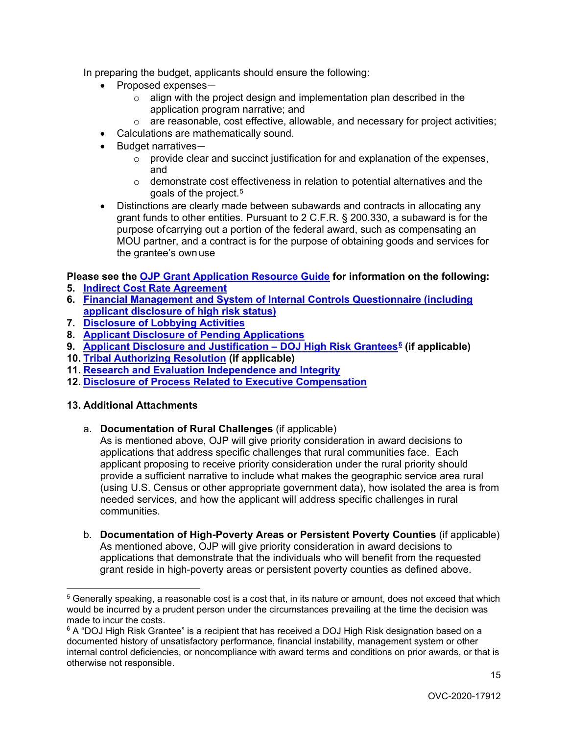In preparing the budget, applicants should ensure the following:

- Proposed expenses—
  - align with the project design and implementation plan described in the application program narrative; and
  - are reasonable, cost effective, allowable, and necessary for project activities;
- Calculations are mathematically sound.
- Budget narratives—
  - provide clear and succinct justification for and explanation of the expenses, and
  - demonstrate cost effectiveness in relation to potential alternatives and the goals of the project.[5]
- Distinctions are clearly made between subawards and contracts in allocating any grant funds to other entities. Pursuant to 2 C.F.R. § 200.330, a subaward is for the purpose of carrying out a portion of the federal award, such as compensating an MOU partner, and a contract is for the purpose of obtaining goods and services for the grantee's own use

**Please see the OJP Grant Application Resource Guide for information on the following:**

**5. Indirect Cost Rate Agreement**

**6. Financial Management and System of Internal Controls Questionnaire (including applicant disclosure of high risk status)**

**7. Disclosure of Lobbying Activities**

**8. Applicant Disclosure of Pending Applications**

**9. Applicant Disclosure and Justification – DOJ High Risk Grantees[6] (if applicable)**

**10. Tribal Authorizing Resolution (if applicable)**

**11. Research and Evaluation Independence and Integrity**

**12. Disclosure of Process Related to Executive Compensation**

**13. Additional Attachments**

a. **Documentation of Rural Challenges** (if applicable)
As is mentioned above, OJP will give priority consideration in award decisions to applications that address specific challenges that rural communities face. Each applicant proposing to receive priority consideration under the rural priority should provide a sufficient narrative to include what makes the geographic service area rural (using U.S. Census or other appropriate government data), how isolated the area is from needed services, and how the applicant will address specific challenges in rural communities.

b. **Documentation of High-Poverty Areas or Persistent Poverty Counties** (if applicable)
As mentioned above, OJP will give priority consideration in award decisions to applications that demonstrate that the individuals who will benefit from the requested grant reside in high-poverty areas or persistent poverty counties as defined above.

---

[5] Generally speaking, a reasonable cost is a cost that, in its nature or amount, does not exceed that which would be incurred by a prudent person under the circumstances prevailing at the time the decision was made to incur the costs.

[6] A "DOJ High Risk Grantee" is a recipient that has received a DOJ High Risk designation based on a documented history of unsatisfactory performance, financial instability, management system or other internal control deficiencies, or noncompliance with award terms and conditions on prior awards, or that is otherwise not responsible.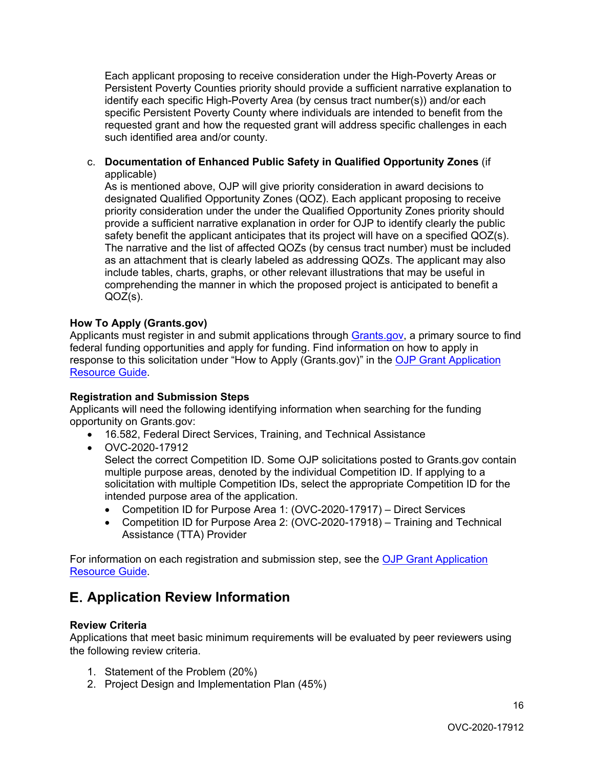Each applicant proposing to receive consideration under the High-Poverty Areas or Persistent Poverty Counties priority should provide a sufficient narrative explanation to identify each specific High-Poverty Area (by census tract number(s)) and/or each specific Persistent Poverty County where individuals are intended to benefit from the requested grant and how the requested grant will address specific challenges in each such identified area and/or county.

c. **Documentation of Enhanced Public Safety in Qualified Opportunity Zones** (if applicable)
   As is mentioned above, OJP will give priority consideration in award decisions to designated Qualified Opportunity Zones (QOZ). Each applicant proposing to receive priority consideration under the under the Qualified Opportunity Zones priority should provide a sufficient narrative explanation in order for OJP to identify clearly the public safety benefit the applicant anticipates that its project will have on a specified QOZ(s). The narrative and the list of affected QOZs (by census tract number) must be included as an attachment that is clearly labeled as addressing QOZs. The applicant may also include tables, charts, graphs, or other relevant illustrations that may be useful in comprehending the manner in which the proposed project is anticipated to benefit a QOZ(s).

**How To Apply (Grants.gov)**
Applicants must register in and submit applications through Grants.gov, a primary source to find federal funding opportunities and apply for funding. Find information on how to apply in response to this solicitation under "How to Apply (Grants.gov)" in the OJP Grant Application Resource Guide.

**Registration and Submission Steps**
Applicants will need the following identifying information when searching for the funding opportunity on Grants.gov:

- 16.582, Federal Direct Services, Training, and Technical Assistance
- OVC-2020-17912
  Select the correct Competition ID. Some OJP solicitations posted to Grants.gov contain multiple purpose areas, denoted by the individual Competition ID. If applying to a solicitation with multiple Competition IDs, select the appropriate Competition ID for the intended purpose area of the application.
  - Competition ID for Purpose Area 1: (OVC-2020-17917) – Direct Services
  - Competition ID for Purpose Area 2: (OVC-2020-17918) – Training and Technical Assistance (TTA) Provider

For information on each registration and submission step, see the OJP Grant Application Resource Guide.

## E. Application Review Information

**Review Criteria**
Applications that meet basic minimum requirements will be evaluated by peer reviewers using the following review criteria.

1. Statement of the Problem (20%)
2. Project Design and Implementation Plan (45%)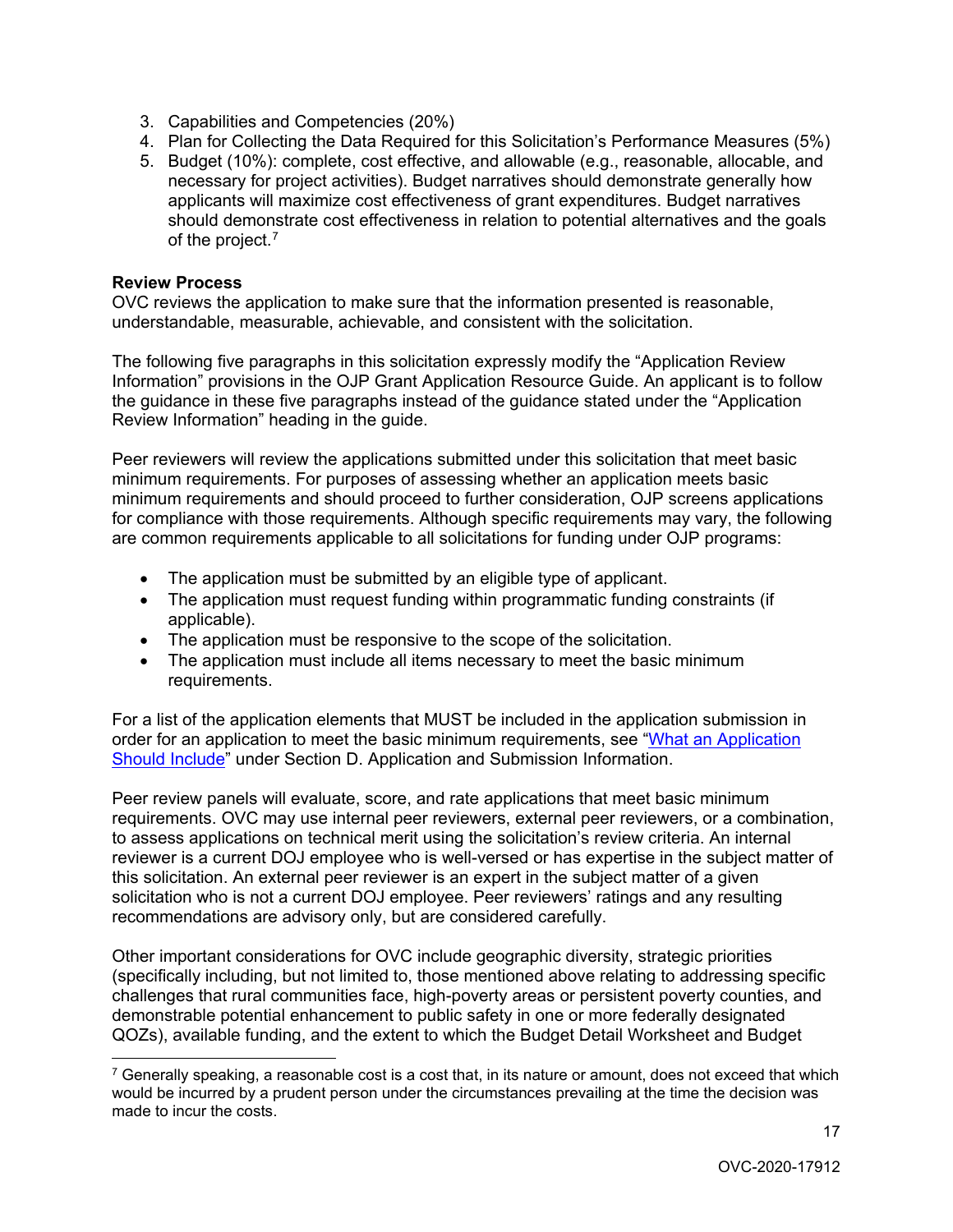3. Capabilities and Competencies (20%)
4. Plan for Collecting the Data Required for this Solicitation's Performance Measures (5%)
5. Budget (10%): complete, cost effective, and allowable (e.g., reasonable, allocable, and necessary for project activities). Budget narratives should demonstrate generally how applicants will maximize cost effectiveness of grant expenditures. Budget narratives should demonstrate cost effectiveness in relation to potential alternatives and the goals of the project.[7]

**Review Process**

OVC reviews the application to make sure that the information presented is reasonable, understandable, measurable, achievable, and consistent with the solicitation.

The following five paragraphs in this solicitation expressly modify the "Application Review Information" provisions in the OJP Grant Application Resource Guide. An applicant is to follow the guidance in these five paragraphs instead of the guidance stated under the "Application Review Information" heading in the guide.

Peer reviewers will review the applications submitted under this solicitation that meet basic minimum requirements. For purposes of assessing whether an application meets basic minimum requirements and should proceed to further consideration, OJP screens applications for compliance with those requirements. Although specific requirements may vary, the following are common requirements applicable to all solicitations for funding under OJP programs:

- The application must be submitted by an eligible type of applicant.
- The application must request funding within programmatic funding constraints (if applicable).
- The application must be responsive to the scope of the solicitation.
- The application must include all items necessary to meet the basic minimum requirements.

For a list of the application elements that MUST be included in the application submission in order for an application to meet the basic minimum requirements, see "What an Application Should Include" under Section D. Application and Submission Information.

Peer review panels will evaluate, score, and rate applications that meet basic minimum requirements. OVC may use internal peer reviewers, external peer reviewers, or a combination, to assess applications on technical merit using the solicitation's review criteria. An internal reviewer is a current DOJ employee who is well-versed or has expertise in the subject matter of this solicitation. An external peer reviewer is an expert in the subject matter of a given solicitation who is not a current DOJ employee. Peer reviewers' ratings and any resulting recommendations are advisory only, but are considered carefully.

Other important considerations for OVC include geographic diversity, strategic priorities (specifically including, but not limited to, those mentioned above relating to addressing specific challenges that rural communities face, high-poverty areas or persistent poverty counties, and demonstrable potential enhancement to public safety in one or more federally designated QOZs), available funding, and the extent to which the Budget Detail Worksheet and Budget

[7] Generally speaking, a reasonable cost is a cost that, in its nature or amount, does not exceed that which would be incurred by a prudent person under the circumstances prevailing at the time the decision was made to incur the costs.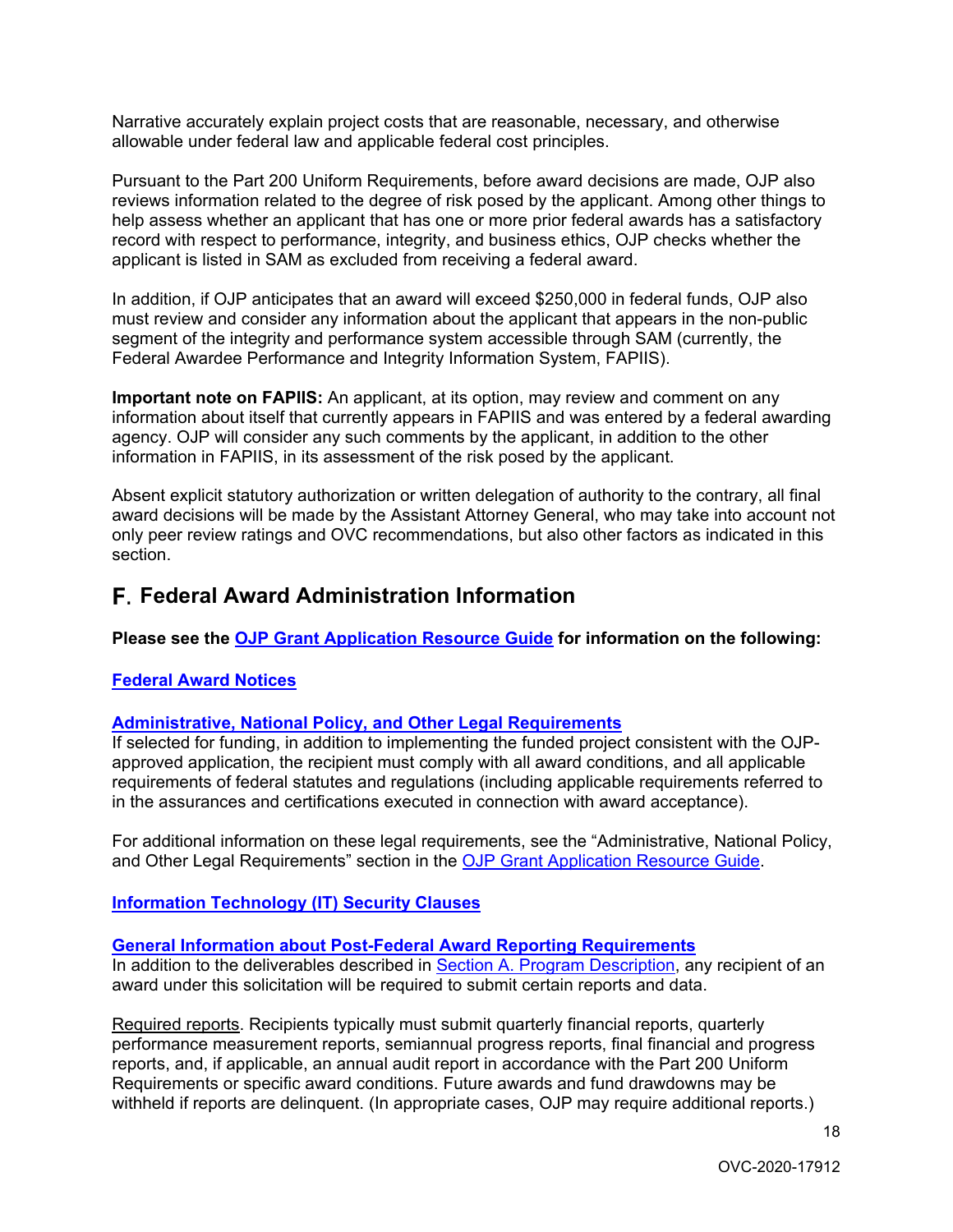Narrative accurately explain project costs that are reasonable, necessary, and otherwise allowable under federal law and applicable federal cost principles.

Pursuant to the Part 200 Uniform Requirements, before award decisions are made, OJP also reviews information related to the degree of risk posed by the applicant. Among other things to help assess whether an applicant that has one or more prior federal awards has a satisfactory record with respect to performance, integrity, and business ethics, OJP checks whether the applicant is listed in SAM as excluded from receiving a federal award.

In addition, if OJP anticipates that an award will exceed $250,000 in federal funds, OJP also must review and consider any information about the applicant that appears in the non-public segment of the integrity and performance system accessible through SAM (currently, the Federal Awardee Performance and Integrity Information System, FAPIIS).

**Important note on FAPIIS:** An applicant, at its option, may review and comment on any information about itself that currently appears in FAPIIS and was entered by a federal awarding agency. OJP will consider any such comments by the applicant, in addition to the other information in FAPIIS, in its assessment of the risk posed by the applicant.

Absent explicit statutory authorization or written delegation of authority to the contrary, all final award decisions will be made by the Assistant Attorney General, who may take into account not only peer review ratings and OVC recommendations, but also other factors as indicated in this section.

## F. Federal Award Administration Information

**Please see the OJP Grant Application Resource Guide for information on the following:**

**Federal Award Notices**

**Administrative, National Policy, and Other Legal Requirements**

If selected for funding, in addition to implementing the funded project consistent with the OJP-approved application, the recipient must comply with all award conditions, and all applicable requirements of federal statutes and regulations (including applicable requirements referred to in the assurances and certifications executed in connection with award acceptance).

For additional information on these legal requirements, see the "Administrative, National Policy, and Other Legal Requirements" section in the OJP Grant Application Resource Guide.

**Information Technology (IT) Security Clauses**

**General Information about Post-Federal Award Reporting Requirements**

In addition to the deliverables described in Section A. Program Description, any recipient of an award under this solicitation will be required to submit certain reports and data.

Required reports. Recipients typically must submit quarterly financial reports, quarterly performance measurement reports, semiannual progress reports, final financial and progress reports, and, if applicable, an annual audit report in accordance with the Part 200 Uniform Requirements or specific award conditions. Future awards and fund drawdowns may be withheld if reports are delinquent. (In appropriate cases, OJP may require additional reports.)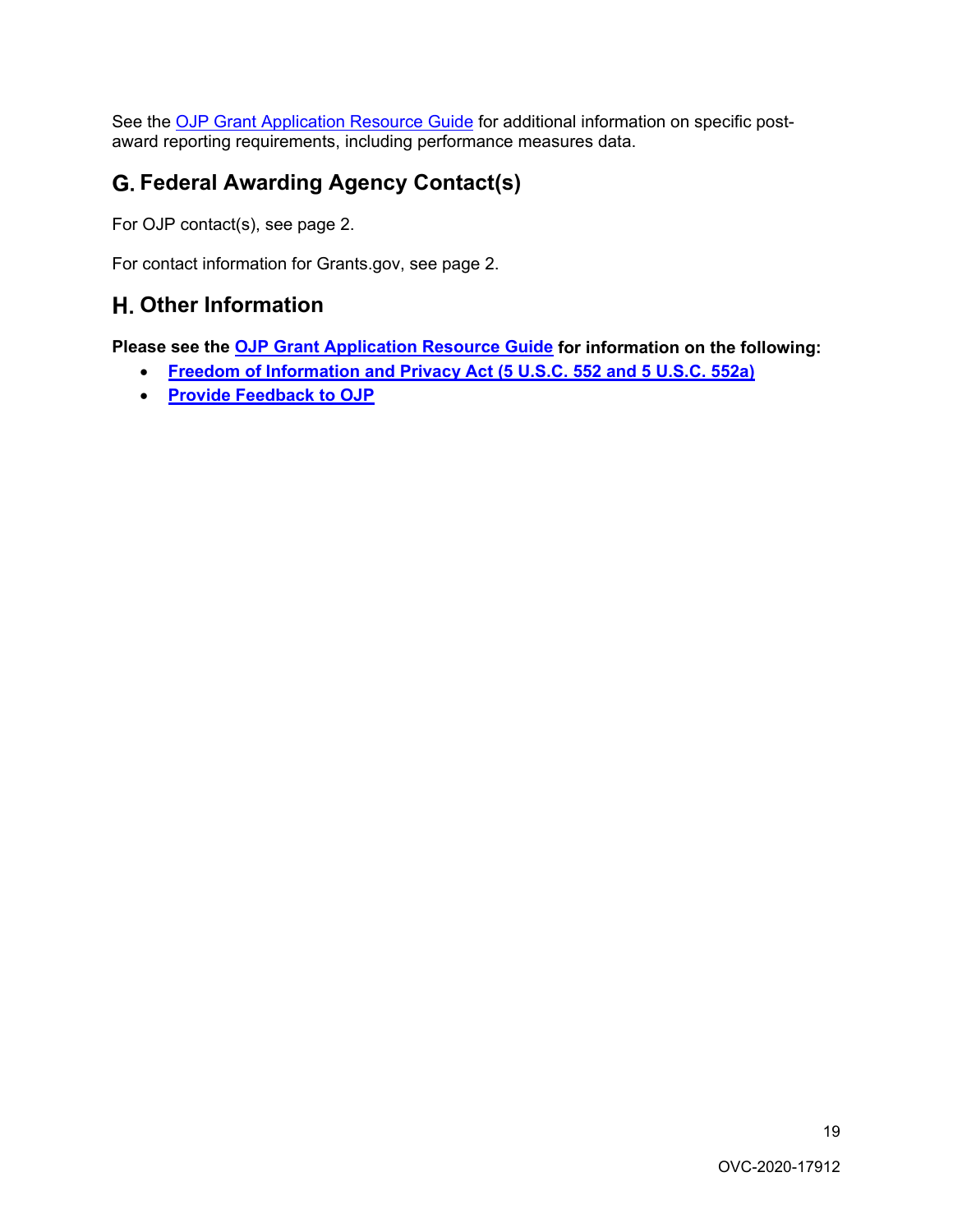See the OJP Grant Application Resource Guide for additional information on specific post-award reporting requirements, including performance measures data.

## G. Federal Awarding Agency Contact(s)

For OJP contact(s), see page 2.

For contact information for Grants.gov, see page 2.

## H. Other Information

**Please see the OJP Grant Application Resource Guide for information on the following:**

- **Freedom of Information and Privacy Act (5 U.S.C. 552 and 5 U.S.C. 552a)**
- **Provide Feedback to OJP**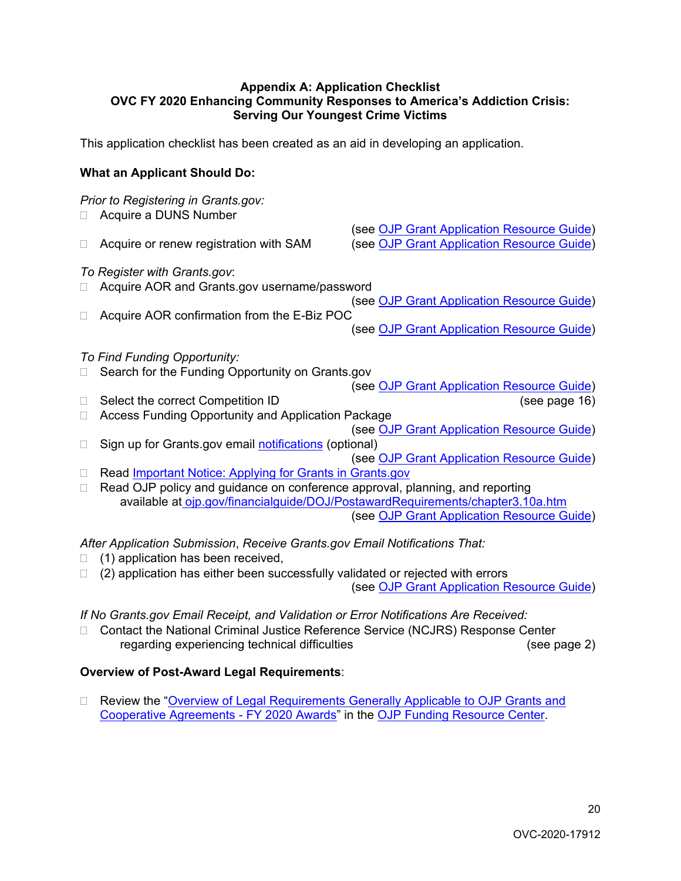**Appendix A: Application Checklist**
**OVC FY 2020 Enhancing Community Responses to America's Addiction Crisis: Serving Our Youngest Crime Victims**

This application checklist has been created as an aid in developing an application.

**What an Applicant Should Do:**

*Prior to Registering in Grants.gov:*

- ☐ Acquire a DUNS Number (see OJP Grant Application Resource Guide)
- ☐ Acquire or renew registration with SAM (see OJP Grant Application Resource Guide)

*To Register with Grants.gov*:

- ☐ Acquire AOR and Grants.gov username/password (see OJP Grant Application Resource Guide)
- ☐ Acquire AOR confirmation from the E-Biz POC (see OJP Grant Application Resource Guide)

*To Find Funding Opportunity:*

- ☐ Search for the Funding Opportunity on Grants.gov (see OJP Grant Application Resource Guide)
- ☐ Select the correct Competition ID (see page 16)
- ☐ Access Funding Opportunity and Application Package (see OJP Grant Application Resource Guide)
- ☐ Sign up for Grants.gov email notifications (optional) (see OJP Grant Application Resource Guide)
- ☐ Read Important Notice: Applying for Grants in Grants.gov
- ☐ Read OJP policy and guidance on conference approval, planning, and reporting available at ojp.gov/financialguide/DOJ/PostawardRequirements/chapter3.10a.htm (see OJP Grant Application Resource Guide)

*After Application Submission*, *Receive Grants.gov Email Notifications That:*

- ☐ (1) application has been received,
- ☐ (2) application has either been successfully validated or rejected with errors (see OJP Grant Application Resource Guide)

*If No Grants.gov Email Receipt, and Validation or Error Notifications Are Received:*

- ☐ Contact the National Criminal Justice Reference Service (NCJRS) Response Center regarding experiencing technical difficulties (see page 2)

**Overview of Post-Award Legal Requirements**:

- ☐ Review the "Overview of Legal Requirements Generally Applicable to OJP Grants and Cooperative Agreements - FY 2020 Awards" in the OJP Funding Resource Center.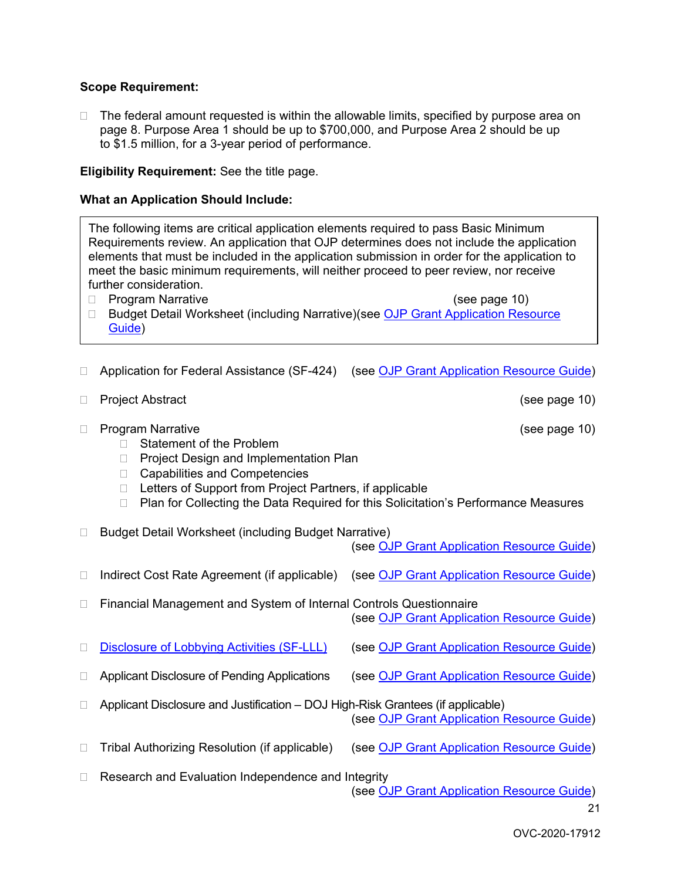**Scope Requirement:**

- The federal amount requested is within the allowable limits, specified by purpose area on page 8. Purpose Area 1 should be up to $700,000, and Purpose Area 2 should be up to $1.5 million, for a 3-year period of performance.

**Eligibility Requirement:** See the title page.

**What an Application Should Include:**

> The following items are critical application elements required to pass Basic Minimum Requirements review. An application that OJP determines does not include the application elements that must be included in the application submission in order for the application to meet the basic minimum requirements, will neither proceed to peer review, nor receive further consideration.
>
> - Program Narrative (see page 10)
> - Budget Detail Worksheet (including Narrative)(see OJP Grant Application Resource Guide)

- Application for Federal Assistance (SF-424) (see OJP Grant Application Resource Guide)
- Project Abstract (see page 10)
- Program Narrative (see page 10)
  - Statement of the Problem
  - Project Design and Implementation Plan
  - Capabilities and Competencies
  - Letters of Support from Project Partners, if applicable
  - Plan for Collecting the Data Required for this Solicitation's Performance Measures
- Budget Detail Worksheet (including Budget Narrative) (see OJP Grant Application Resource Guide)
- Indirect Cost Rate Agreement (if applicable) (see OJP Grant Application Resource Guide)
- Financial Management and System of Internal Controls Questionnaire (see OJP Grant Application Resource Guide)
- Disclosure of Lobbying Activities (SF-LLL) (see OJP Grant Application Resource Guide)
- Applicant Disclosure of Pending Applications (see OJP Grant Application Resource Guide)
- Applicant Disclosure and Justification – DOJ High-Risk Grantees (if applicable) (see OJP Grant Application Resource Guide)
- Tribal Authorizing Resolution (if applicable) (see OJP Grant Application Resource Guide)
- Research and Evaluation Independence and Integrity (see OJP Grant Application Resource Guide)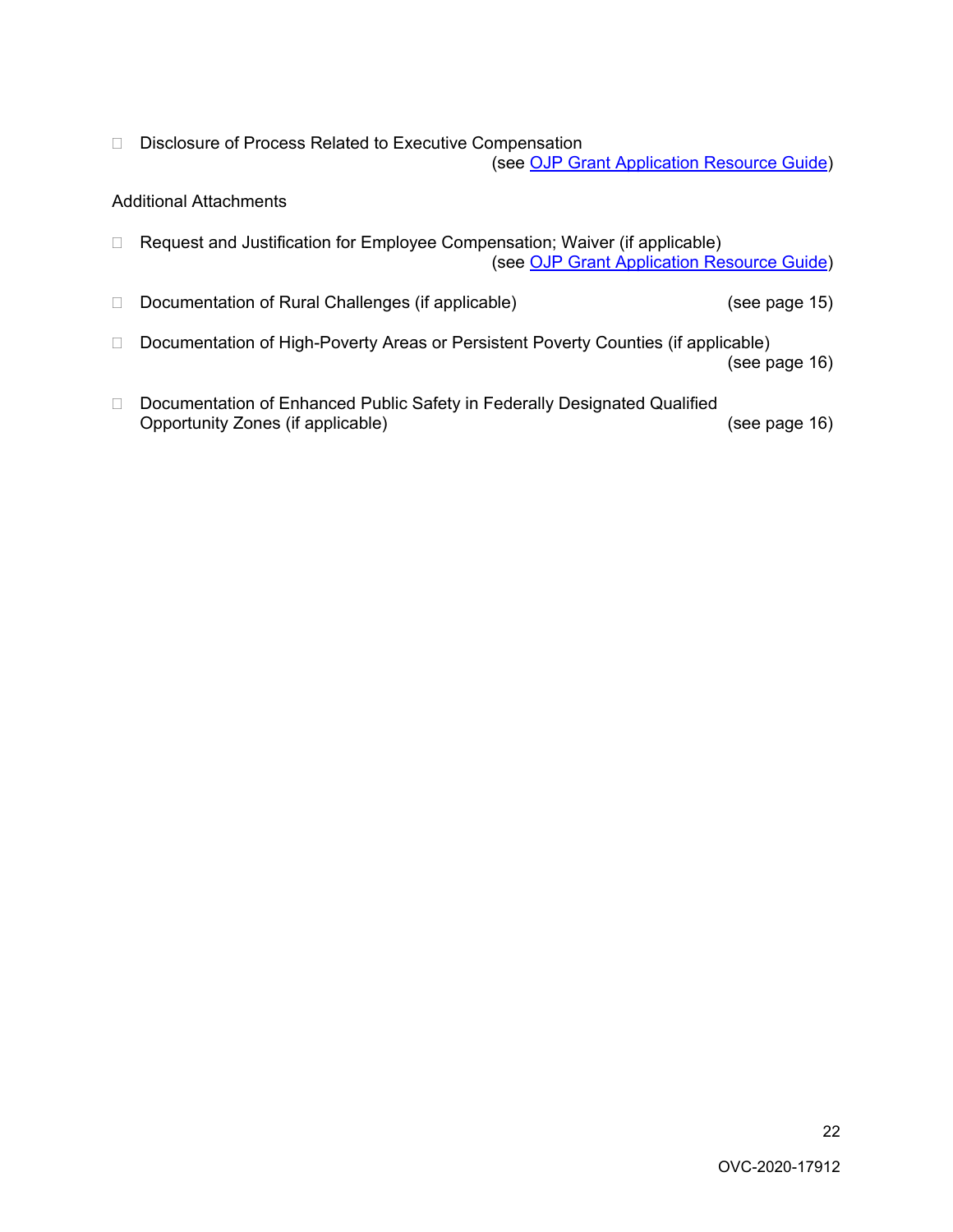- [ ] Disclosure of Process Related to Executive Compensation (see OJP Grant Application Resource Guide)

Additional Attachments

- [ ] Request and Justification for Employee Compensation; Waiver (if applicable) (see OJP Grant Application Resource Guide)
- [ ] Documentation of Rural Challenges (if applicable) (see page 15)
- [ ] Documentation of High-Poverty Areas or Persistent Poverty Counties (if applicable) (see page 16)
- [ ] Documentation of Enhanced Public Safety in Federally Designated Qualified Opportunity Zones (if applicable) (see page 16)